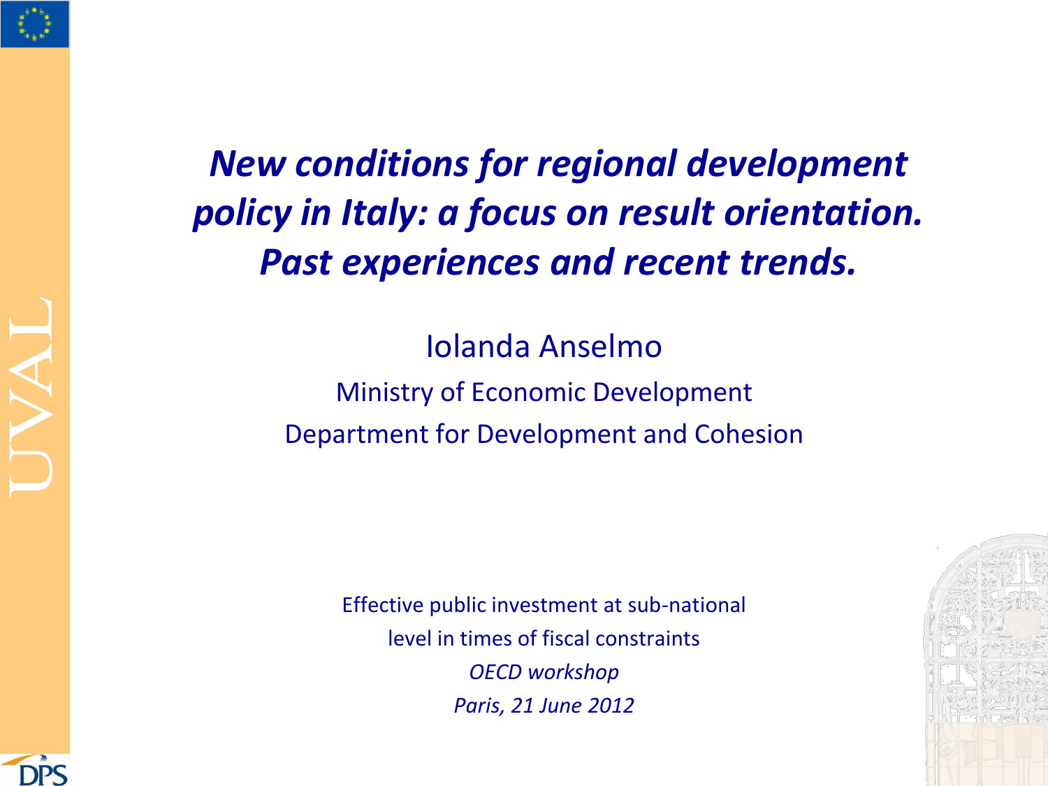# *New conditions for regional development policy in Italy: a focus on result orientation. Past experiences and recent trends.*

Iolanda Anselmo

Ministry of Economic Development

Department for Development and Cohesion

Effective public investment at sub-national level in times of fiscal constraints

*OECD workshop*

*Paris, 21 June 2012*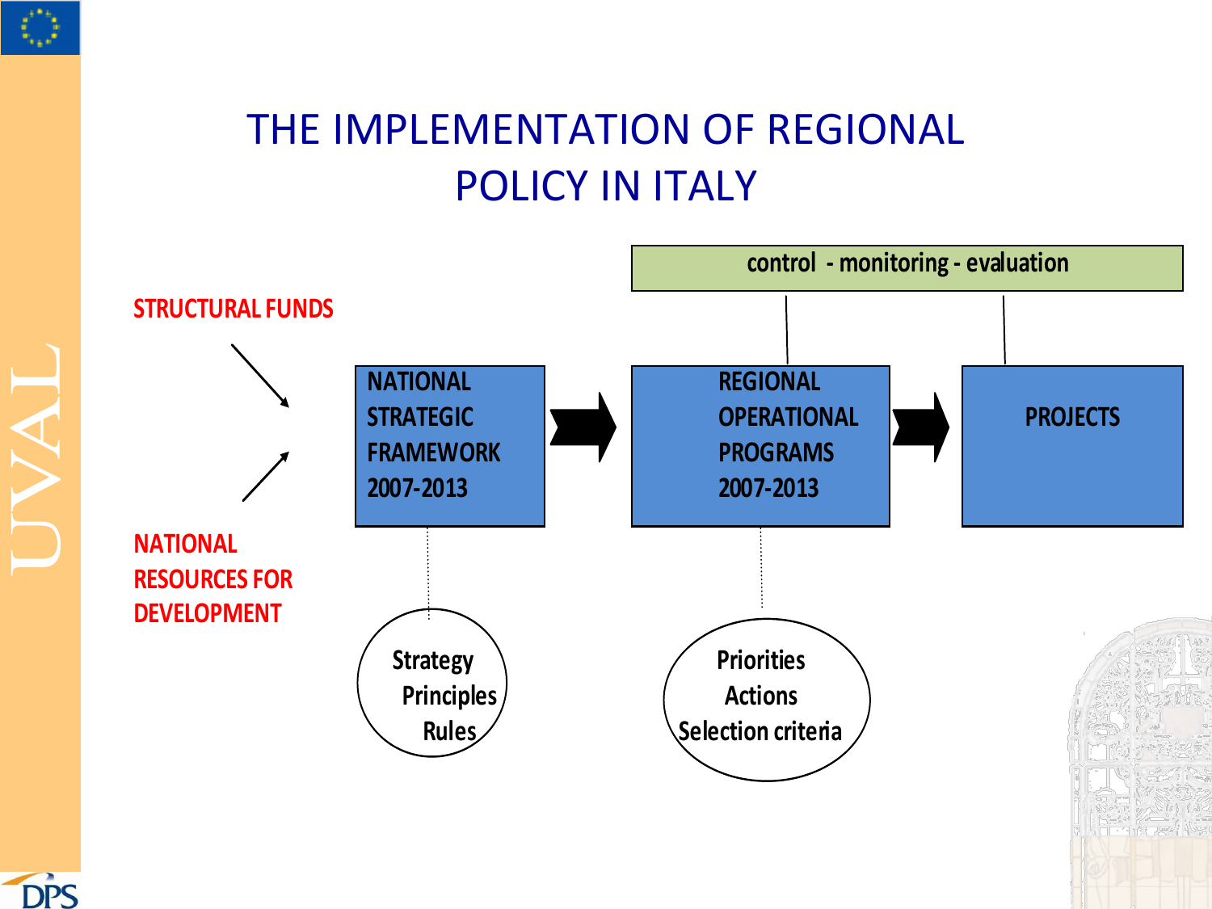# THE IMPLEMENTATION OF REGIONAL POLICY IN ITALY

control - monitoring - evaluation

STRUCTURAL FUNDS

NATIONAL RESOURCES FOR DEVELOPMENT

NATIONAL STRATEGIC FRAMEWORK 2007-2013

REGIONAL OPERATIONAL PROGRAMS 2007-2013

PROJECTS

Strategy
Principles
Rules

Priorities
Actions
Selection criteria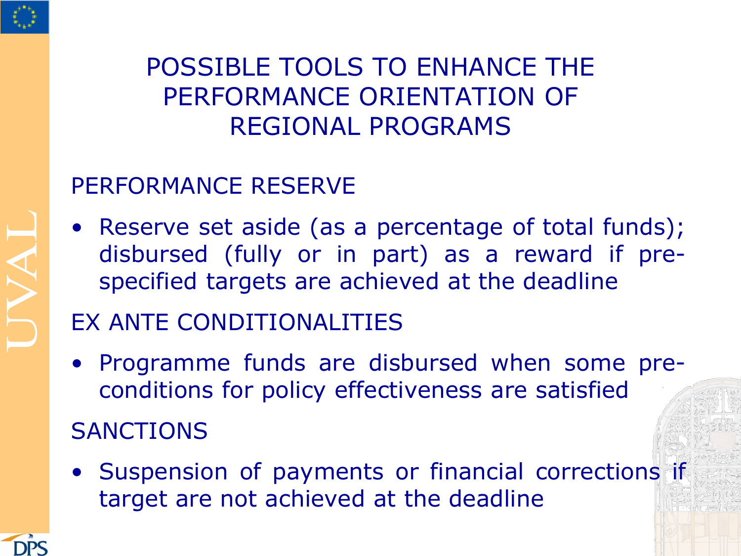# POSSIBLE TOOLS TO ENHANCE THE PERFORMANCE ORIENTATION OF REGIONAL PROGRAMS

## PERFORMANCE RESERVE

- Reserve set aside (as a percentage of total funds); disbursed (fully or in part) as a reward if pre-specified targets are achieved at the deadline

## EX ANTE CONDITIONALITIES

- Programme funds are disbursed when some pre-conditions for policy effectiveness are satisfied

## SANCTIONS

- Suspension of payments or financial corrections if target are not achieved at the deadline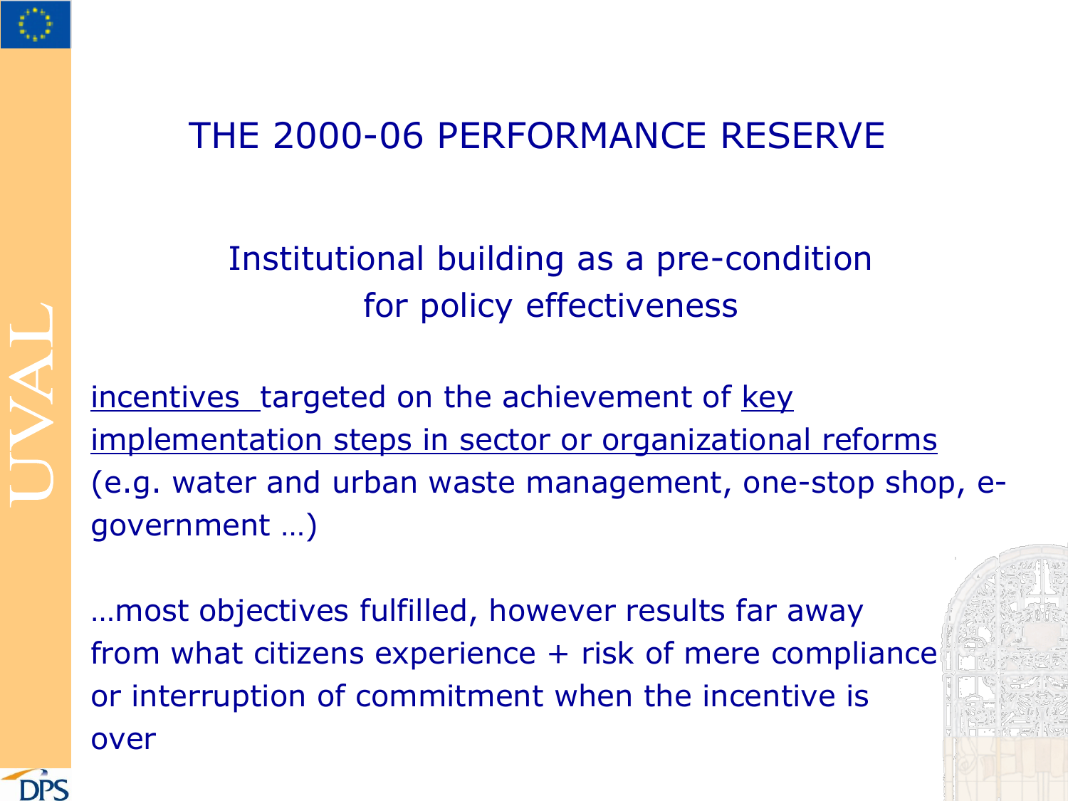# THE 2000-06 PERFORMANCE RESERVE

## Institutional building as a pre-condition for policy effectiveness

<u>incentives</u> targeted on the achievement of <u>key implementation steps in sector or organizational reforms</u> (e.g. water and urban waste management, one-stop shop, e-government …)

…most objectives fulfilled, however results far away from what citizens experience + risk of mere compliance or interruption of commitment when the incentive is over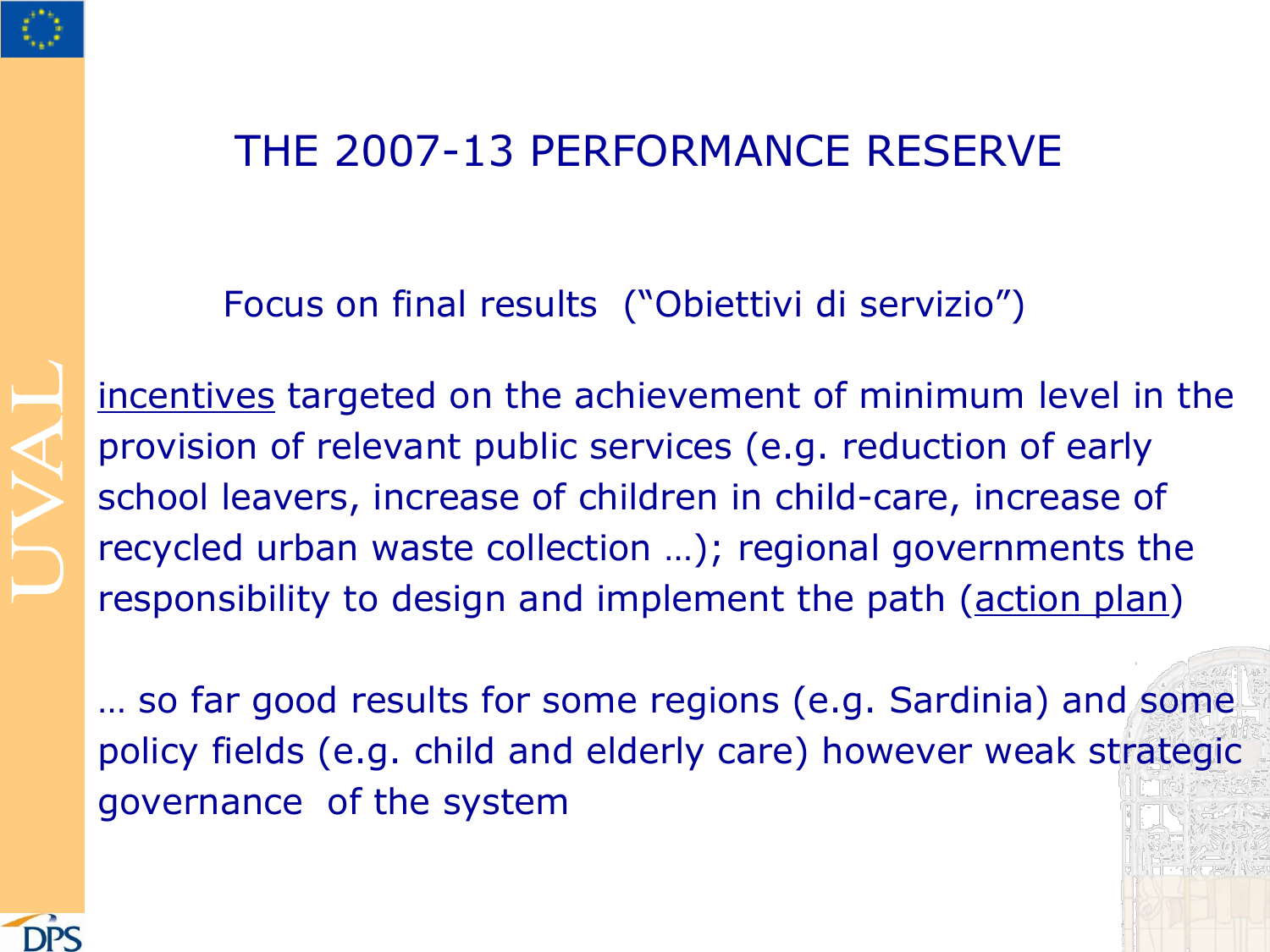# THE 2007-13 PERFORMANCE RESERVE

Focus on final results ("Obiettivi di servizio")

incentives targeted on the achievement of minimum level in the provision of relevant public services (e.g. reduction of early school leavers, increase of children in child-care, increase of recycled urban waste collection …); regional governments the responsibility to design and implement the path (action plan)

… so far good results for some regions (e.g. Sardinia) and some policy fields (e.g. child and elderly care) however weak strategic governance of the system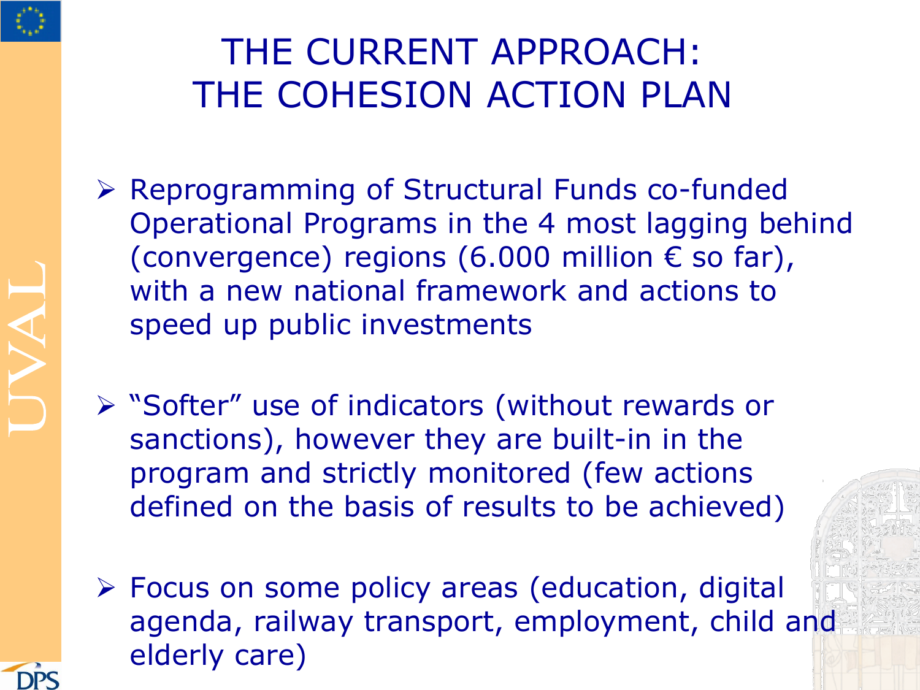# THE CURRENT APPROACH: THE COHESION ACTION PLAN

- Reprogramming of Structural Funds co-funded Operational Programs in the 4 most lagging behind (convergence) regions (6.000 million € so far), with a new national framework and actions to speed up public investments
- "Softer" use of indicators (without rewards or sanctions), however they are built-in in the program and strictly monitored (few actions defined on the basis of results to be achieved)
- Focus on some policy areas (education, digital agenda, railway transport, employment, child and elderly care)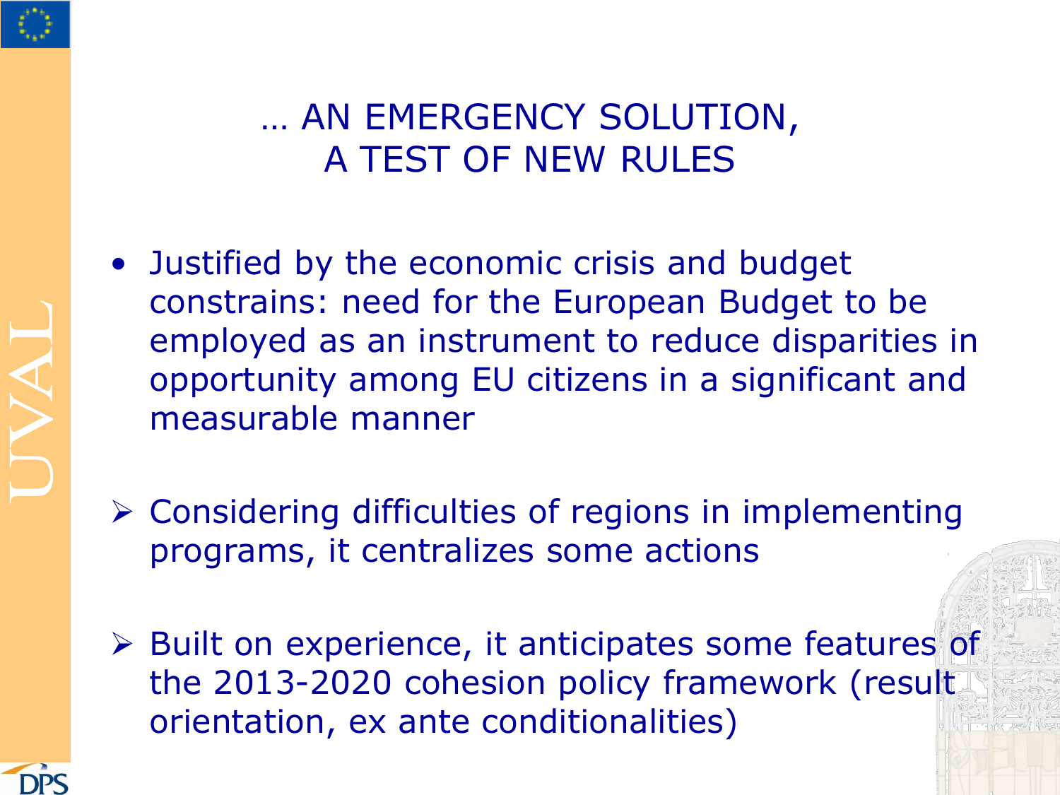# … AN EMERGENCY SOLUTION, A TEST OF NEW RULES

- Justified by the economic crisis and budget constrains: need for the European Budget to be employed as an instrument to reduce disparities in opportunity among EU citizens in a significant and measurable manner

- Considering difficulties of regions in implementing programs, it centralizes some actions

- Built on experience, it anticipates some features of the 2013-2020 cohesion policy framework (result orientation, ex ante conditionalities)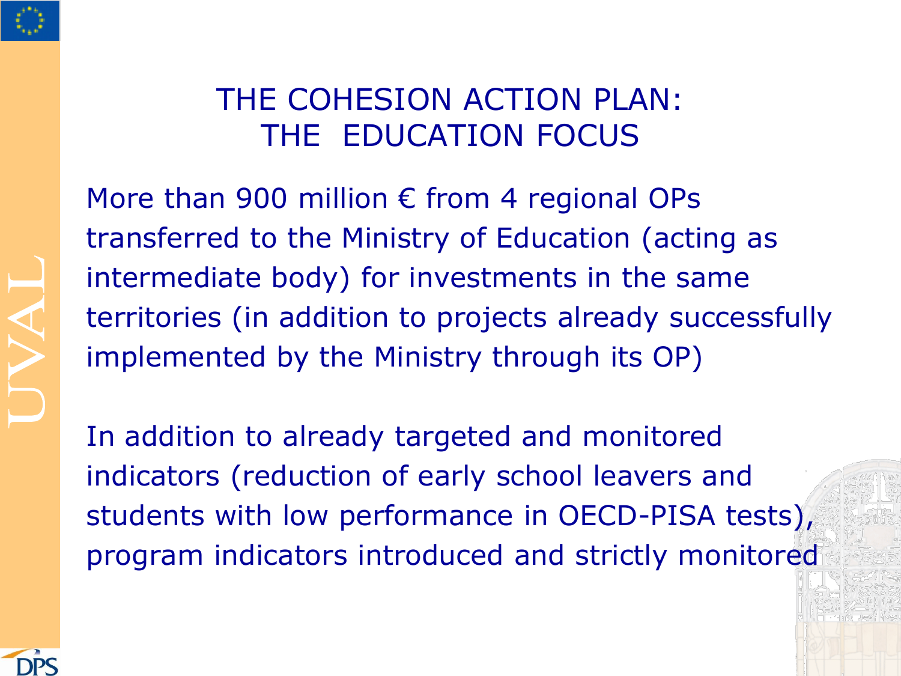# THE COHESION ACTION PLAN: THE EDUCATION FOCUS

More than 900 million € from 4 regional OPs transferred to the Ministry of Education (acting as intermediate body) for investments in the same territories (in addition to projects already successfully implemented by the Ministry through its OP)

In addition to already targeted and monitored indicators (reduction of early school leavers and students with low performance in OECD-PISA tests), program indicators introduced and strictly monitored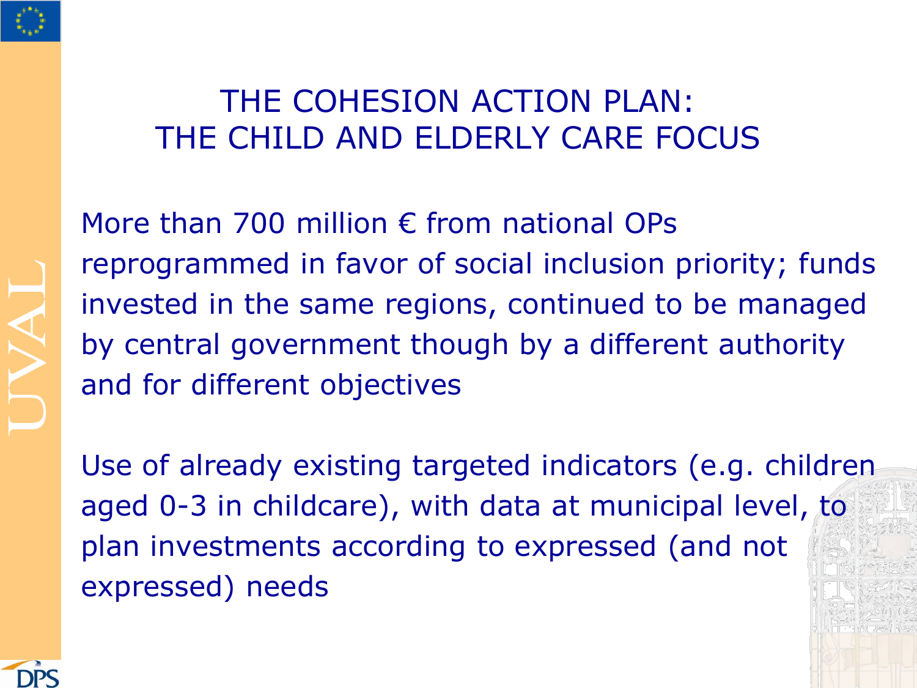# THE COHESION ACTION PLAN: THE CHILD AND ELDERLY CARE FOCUS

More than 700 million € from national OPs reprogrammed in favor of social inclusion priority; funds invested in the same regions, continued to be managed by central government though by a different authority and for different objectives

Use of already existing targeted indicators (e.g. children aged 0-3 in childcare), with data at municipal level, to plan investments according to expressed (and not expressed) needs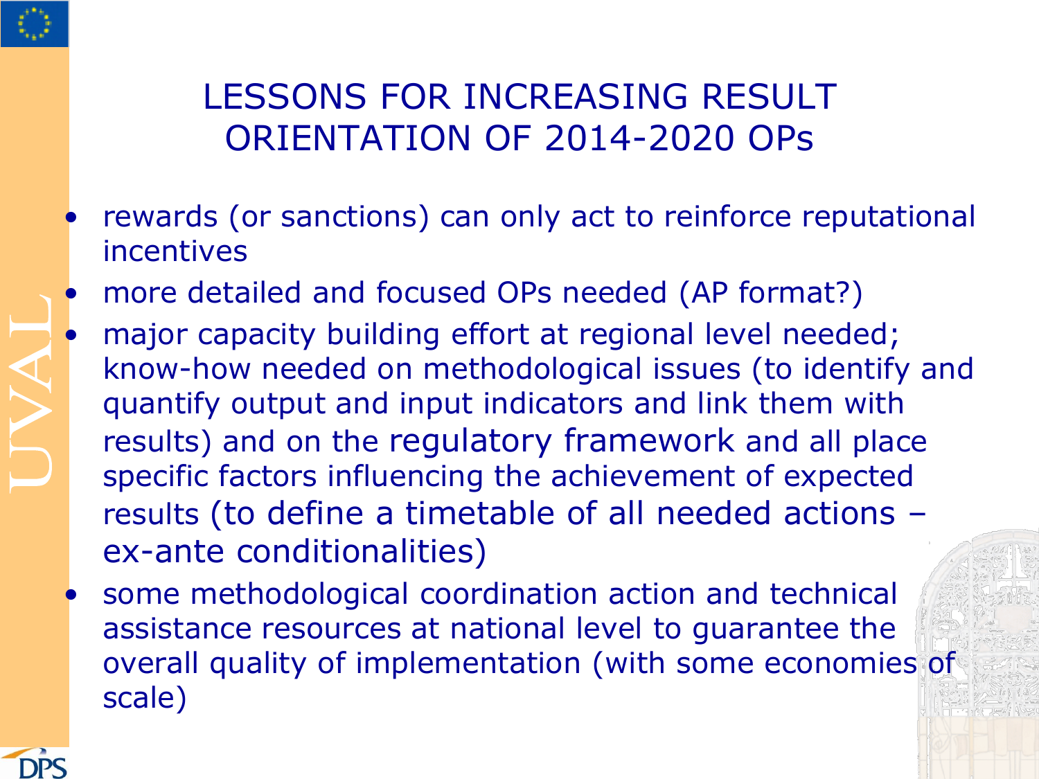# LESSONS FOR INCREASING RESULT ORIENTATION OF 2014-2020 OPs

- rewards (or sanctions) can only act to reinforce reputational incentives
- more detailed and focused OPs needed (AP format?)
- major capacity building effort at regional level needed; know-how needed on methodological issues (to identify and quantify output and input indicators and link them with results) and on the regulatory framework and all place specific factors influencing the achievement of expected results (to define a timetable of all needed actions – ex-ante conditionalities)
- some methodological coordination action and technical assistance resources at national level to guarantee the overall quality of implementation (with some economies of scale)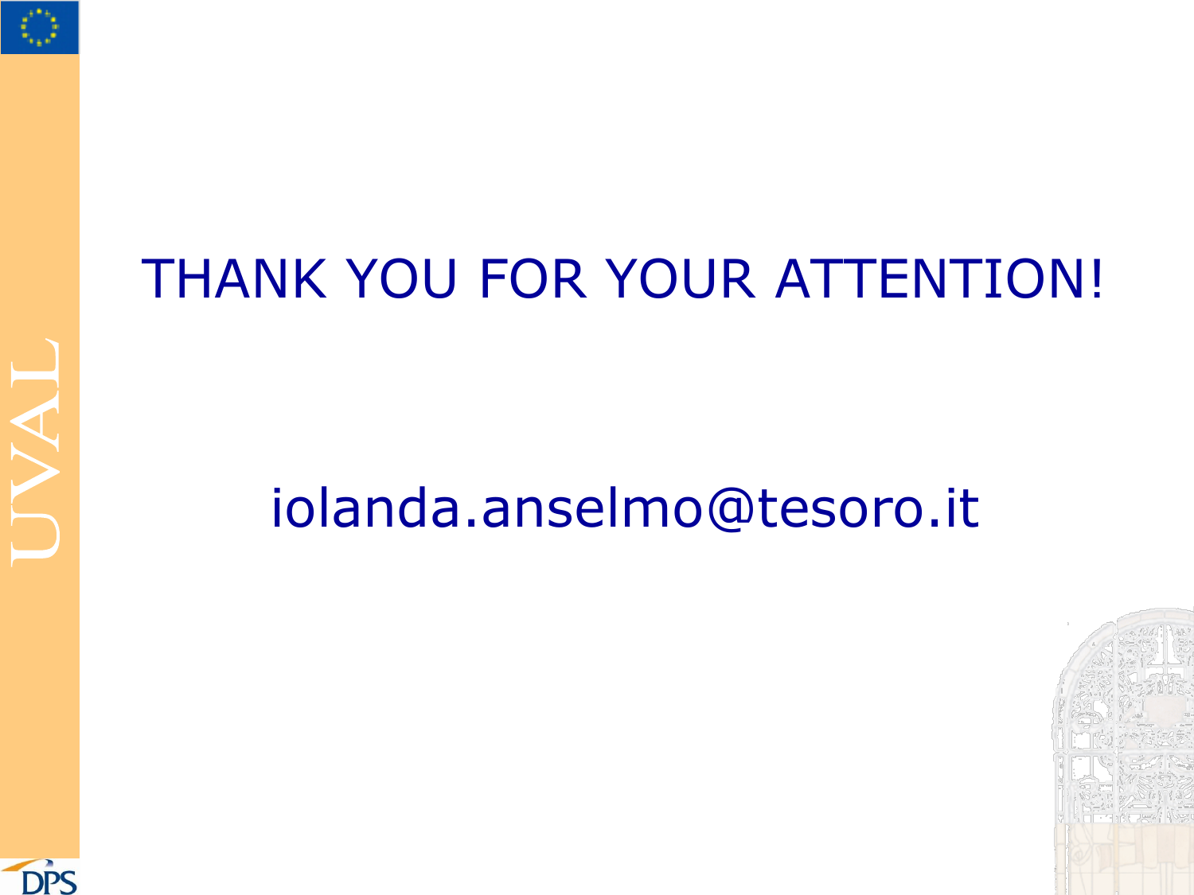THANK YOU FOR YOUR ATTENTION!

iolanda.anselmo@tesoro.it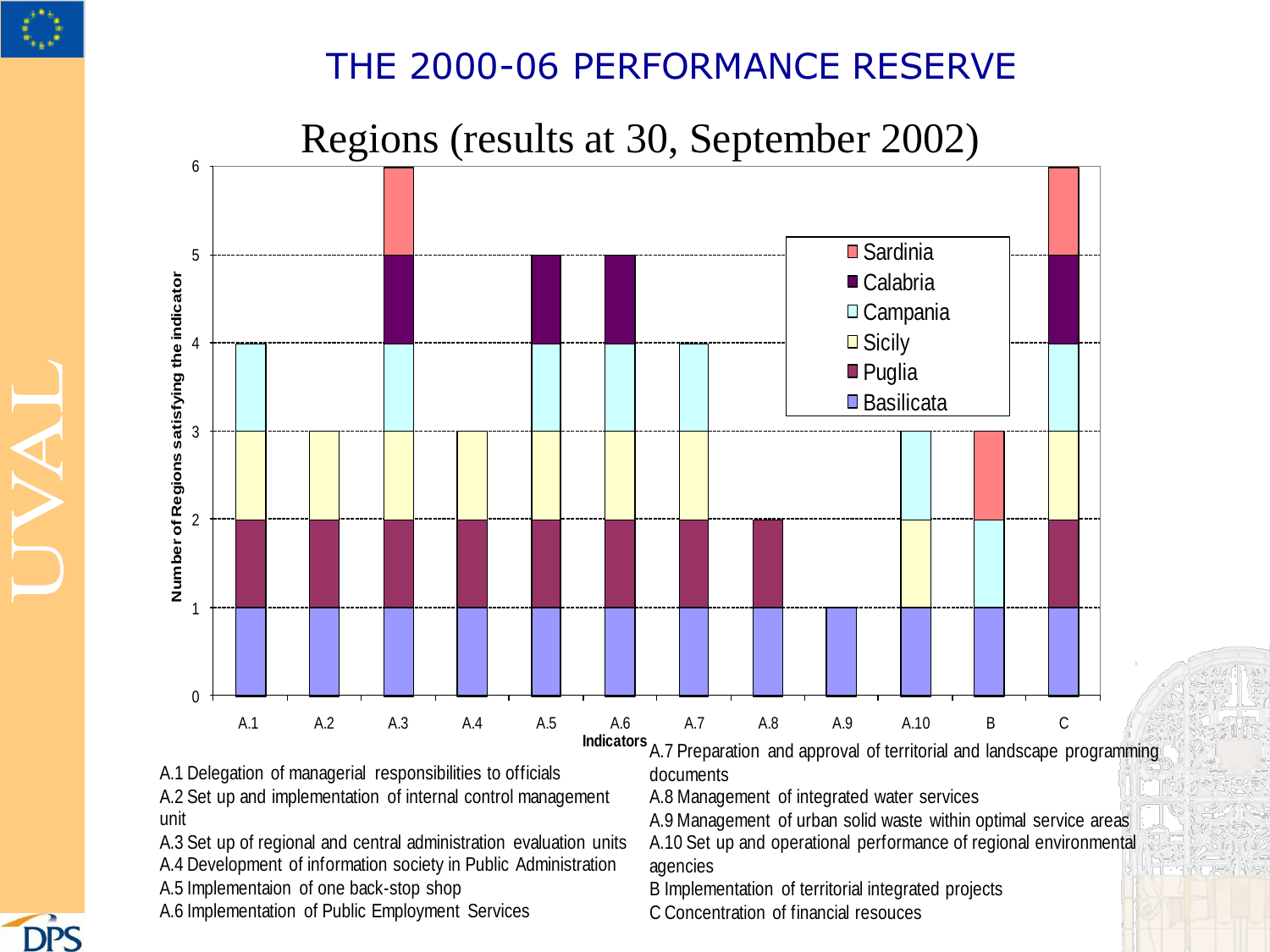# THE 2000-06 PERFORMANCE RESERVE

## Regions (results at 30, September 2002)

| Indicators | Basilicata | Puglia | Sicily | Campania | Calabria | Sardinia | Number of Regions satisfying the indicator |
|---|---|---|---|---|---|---|---|
| A.1 | 1 | 1 | 1 | 1 | | | 4 |
| A.2 | 1 | 1 | 1 | | | | 3 |
| A.3 | 1 | 1 | 1 | 1 | 1 | 1 | 6 |
| A.4 | 1 | 1 | 1 | | | | 3 |
| A.5 | 1 | 1 | 1 | 1 | 1 | | 5 |
| A.6 | 1 | 1 | 1 | 1 | 1 | | 5 |
| A.7 | 1 | 1 | 1 | 1 | | | 4 |
| A.8 | 1 | 1 | | | | | 2 |
| A.9 | 1 | | | | | | 1 |
| A.10 | 1 | | 1 | 1 | | | 3 |
| B | 1 | | | 1 | | 1 | 3 |
| C | 1 | 1 | 1 | 1 | 1 | 1 | 6 |

A.1 Delegation of managerial responsibilities to officials
A.2 Set up and implementation of internal control management unit
A.3 Set up of regional and central administration evaluation units
A.4 Development of information society in Public Administration
A.5 Implementaion of one back-stop shop
A.6 Implementation of Public Employment Services
A.7 Preparation and approval of territorial and landscape programming documents
A.8 Management of integrated water services
A.9 Management of urban solid waste within optimal service areas
A.10 Set up and operational performance of regional environmental agencies
B Implementation of territorial integrated projects
C Concentration of financial resouces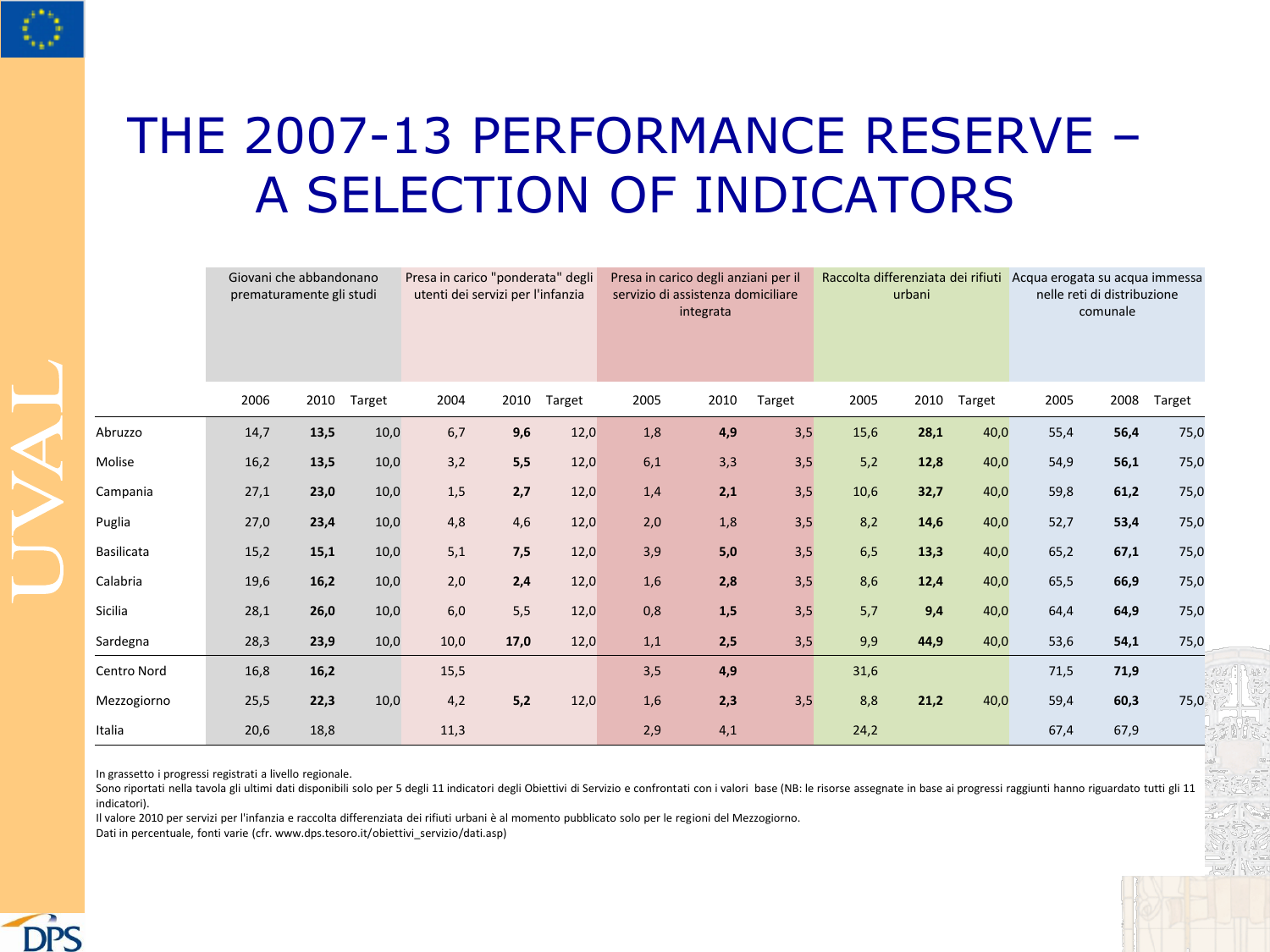# THE 2007-13 PERFORMANCE RESERVE – A SELECTION OF INDICATORS

| | Giovani che abbandonano prematuramente gli studi | | | Presa in carico "ponderata" degli utenti dei servizi per l'infanzia | | | Presa in carico degli anziani per il servizio di assistenza domiciliare integrata | | | Raccolta differenziata dei rifiuti urbani | | | Acqua erogata su acqua immessa nelle reti di distribuzione comunale | | |
|---|---|---|---|---|---|---|---|---|---|---|---|---|---|---|---|
| | 2006 | 2010 | Target | 2004 | 2010 | Target | 2005 | 2010 | Target | 2005 | 2010 | Target | 2005 | 2008 | Target |
| Abruzzo | 14,7 | **13,5** | 10,0 | 6,7 | **9,6** | 12,0 | 1,8 | **4,9** | 3,5 | 15,6 | **28,1** | 40,0 | 55,4 | **56,4** | 75,0 |
| Molise | 16,2 | **13,5** | 10,0 | 3,2 | **5,5** | 12,0 | 6,1 | 3,3 | 3,5 | 5,2 | **12,8** | 40,0 | 54,9 | **56,1** | 75,0 |
| Campania | 27,1 | **23,0** | 10,0 | 1,5 | **2,7** | 12,0 | 1,4 | **2,1** | 3,5 | 10,6 | **32,7** | 40,0 | 59,8 | **61,2** | 75,0 |
| Puglia | 27,0 | **23,4** | 10,0 | 4,8 | 4,6 | 12,0 | 2,0 | 1,8 | 3,5 | 8,2 | **14,6** | 40,0 | 52,7 | **53,4** | 75,0 |
| Basilicata | 15,2 | **15,1** | 10,0 | 5,1 | **7,5** | 12,0 | 3,9 | **5,0** | 3,5 | 6,5 | **13,3** | 40,0 | 65,2 | **67,1** | 75,0 |
| Calabria | 19,6 | **16,2** | 10,0 | 2,0 | **2,4** | 12,0 | 1,6 | **2,8** | 3,5 | 8,6 | **12,4** | 40,0 | 65,5 | **66,9** | 75,0 |
| Sicilia | 28,1 | **26,0** | 10,0 | 6,0 | 5,5 | 12,0 | 0,8 | **1,5** | 3,5 | 5,7 | **9,4** | 40,0 | 64,4 | **64,9** | 75,0 |
| Sardegna | 28,3 | **23,9** | 10,0 | 10,0 | **17,0** | 12,0 | 1,1 | **2,5** | 3,5 | 9,9 | **44,9** | 40,0 | 53,6 | **54,1** | 75,0 |
| Centro Nord | 16,8 | **16,2** | | 15,5 | | | 3,5 | **4,9** | | 31,6 | | | 71,5 | **71,9** | |
| Mezzogiorno | 25,5 | **22,3** | 10,0 | 4,2 | **5,2** | 12,0 | 1,6 | **2,3** | 3,5 | 8,8 | **21,2** | 40,0 | 59,4 | **60,3** | 75,0 |
| Italia | 20,6 | 18,8 | | 11,3 | | | 2,9 | 4,1 | | 24,2 | | | 67,4 | 67,9 | |

In grassetto i progressi registrati a livello regionale.
Sono riportati nella tavola gli ultimi dati disponibili solo per 5 degli 11 indicatori degli Obiettivi di Servizio e confrontati con i valori base (NB: le risorse assegnate in base ai progressi raggiunti hanno riguardato tutti gli 11 indicatori).
Il valore 2010 per servizi per l'infanzia e raccolta differenziata dei rifiuti urbani è al momento pubblicato solo per le regioni del Mezzogiorno.
Dati in percentuale, fonti varie (cfr. www.dps.tesoro.it/obiettivi_servizio/dati.asp)